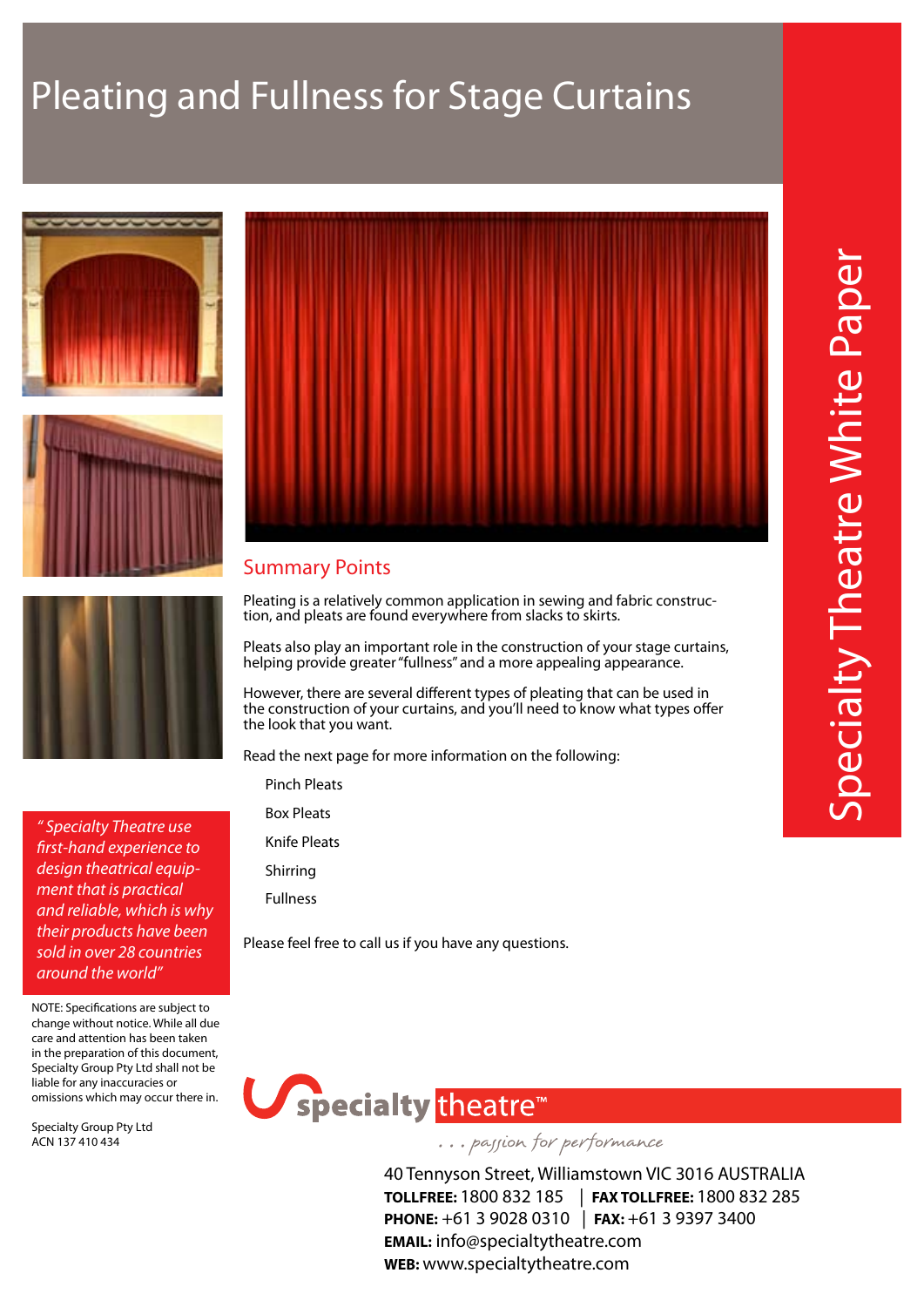# Pleating and Fullness for Stage Curtains

Specialty Theatre White Paper

## Summary Points

Pleating is a relatively common application in sewing and fabric construction, and pleats are found everywhere from slacks to skirts.

Pleats also play an important role in the construction of your stage curtains, helping provide greater "fullness" and a more appealing appearance.

However, there are several different types of pleating that can be used in the construction of your curtains, and you'll need to know what types offer the look that you want.

Read the next page for more information on the following:

- Pinch Pleats
- Box Pleats
- Knife Pleats
- Shirring
- Fullness

Please feel free to call us if you have any questions.

*" Specialty Theatre use first-hand experience to design theatrical equipment that is practical and reliable, which is why their products have been sold in over 28 countries around the world"*

NOTE: Specifications are subject to change without notice. While all due care and attention has been taken in the preparation of this document, Specialty Group Pty Ltd shall not be liable for any inaccuracies or omissions which may occur there in.

Specialty Group Pty Ltd
ACN 137 410 434

specialty theatre™
. . . passion for performance

40 Tennyson Street, Williamstown VIC 3016 AUSTRALIA
**TOLLFREE:** 1800 832 185 | **FAX TOLLFREE:** 1800 832 285
**PHONE:** +61 3 9028 0310 | **FAX:** +61 3 9397 3400
**EMAIL:** info@specialtytheatre.com
**WEB:** www.specialtytheatre.com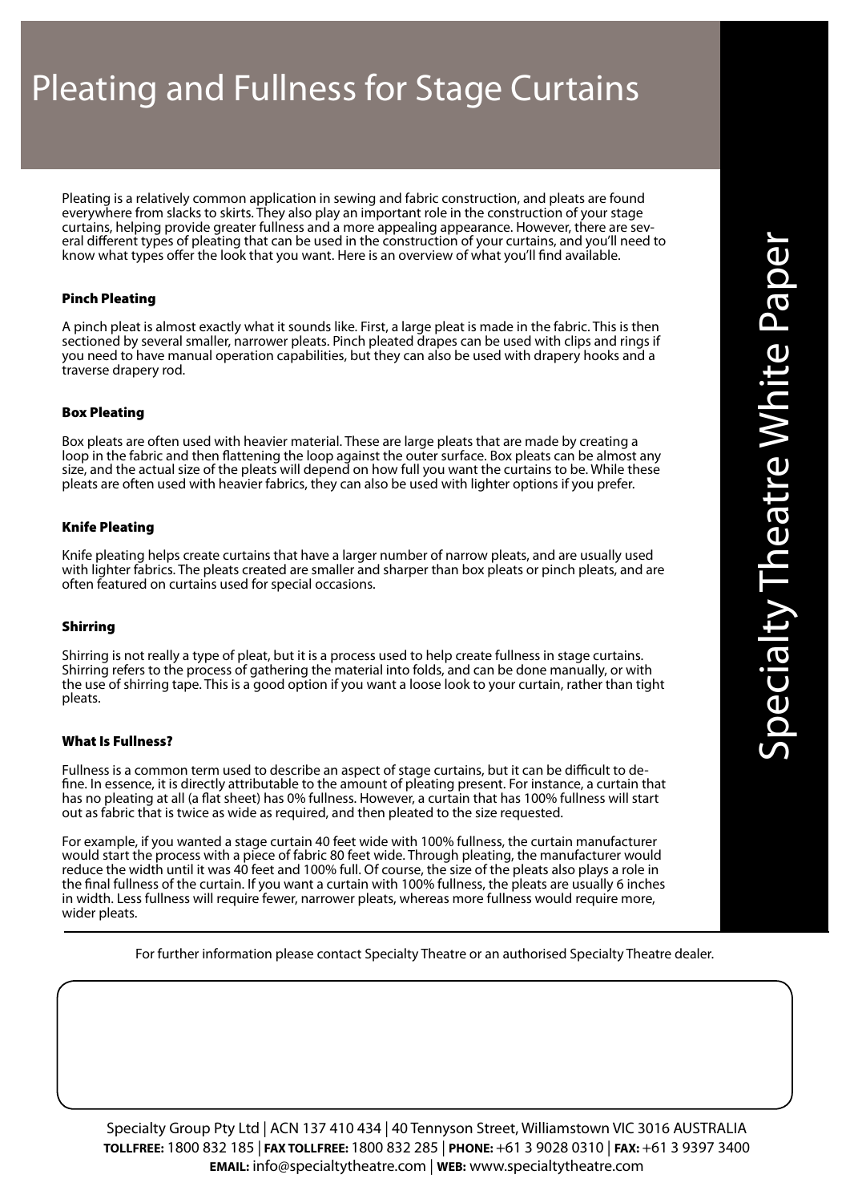# Pleating and Fullness for Stage Curtains

Pleating is a relatively common application in sewing and fabric construction, and pleats are found everywhere from slacks to skirts. They also play an important role in the construction of your stage curtains, helping provide greater fullness and a more appealing appearance. However, there are several different types of pleating that can be used in the construction of your curtains, and you'll need to know what types offer the look that you want. Here is an overview of what you'll find available.

### Pinch Pleating

A pinch pleat is almost exactly what it sounds like. First, a large pleat is made in the fabric. This is then sectioned by several smaller, narrower pleats. Pinch pleated drapes can be used with clips and rings if you need to have manual operation capabilities, but they can also be used with drapery hooks and a traverse drapery rod.

### Box Pleating

Box pleats are often used with heavier material. These are large pleats that are made by creating a loop in the fabric and then flattening the loop against the outer surface. Box pleats can be almost any size, and the actual size of the pleats will depend on how full you want the curtains to be. While these pleats are often used with heavier fabrics, they can also be used with lighter options if you prefer.

### Knife Pleating

Knife pleating helps create curtains that have a larger number of narrow pleats, and are usually used with lighter fabrics. The pleats created are smaller and sharper than box pleats or pinch pleats, and are often featured on curtains used for special occasions.

### Shirring

Shirring is not really a type of pleat, but it is a process used to help create fullness in stage curtains. Shirring refers to the process of gathering the material into folds, and can be done manually, or with the use of shirring tape. This is a good option if you want a loose look to your curtain, rather than tight pleats.

### What Is Fullness?

Fullness is a common term used to describe an aspect of stage curtains, but it can be difficult to define. In essence, it is directly attributable to the amount of pleating present. For instance, a curtain that has no pleating at all (a flat sheet) has 0% fullness. However, a curtain that has 100% fullness will start out as fabric that is twice as wide as required, and then pleated to the size requested.

For example, if you wanted a stage curtain 40 feet wide with 100% fullness, the curtain manufacturer would start the process with a piece of fabric 80 feet wide. Through pleating, the manufacturer would reduce the width until it was 40 feet and 100% full. Of course, the size of the pleats also plays a role in the final fullness of the curtain. If you want a curtain with 100% fullness, the pleats are usually 6 inches in width. Less fullness will require fewer, narrower pleats, whereas more fullness would require more, wider pleats.

For further information please contact Specialty Theatre or an authorised Specialty Theatre dealer.

Specialty Group Pty Ltd | ACN 137 410 434 | 40 Tennyson Street, Williamstown VIC 3016 AUSTRALIA
**TOLLFREE:** 1800 832 185 | **FAX TOLLFREE:** 1800 832 285 | **PHONE:** +61 3 9028 0310 | **FAX:** +61 3 9397 3400
**EMAIL:** info@specialtytheatre.com | **WEB:** www.specialtytheatre.com